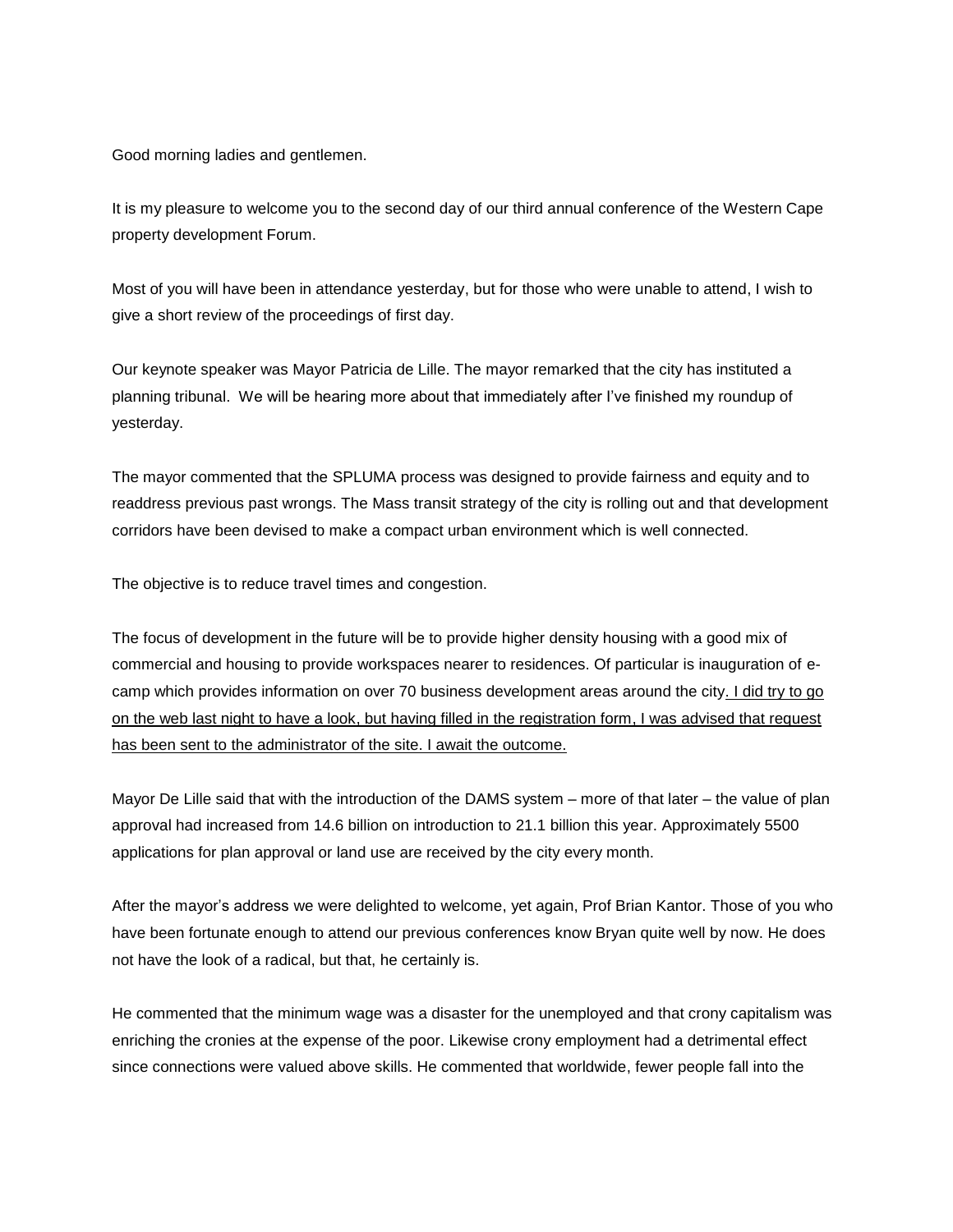Good morning ladies and gentlemen.

It is my pleasure to welcome you to the second day of our third annual conference of the Western Cape property development Forum.

Most of you will have been in attendance yesterday, but for those who were unable to attend, I wish to give a short review of the proceedings of first day.

Our keynote speaker was Mayor Patricia de Lille. The mayor remarked that the city has instituted a planning tribunal.  We will be hearing more about that immediately after I've finished my roundup of yesterday.

The mayor commented that the SPLUMA process was designed to provide fairness and equity and to readdress previous past wrongs. The Mass transit strategy of the city is rolling out and that development corridors have been devised to make a compact urban environment which is well connected.

The objective is to reduce travel times and congestion.

The focus of development in the future will be to provide higher density housing with a good mix of commercial and housing to provide workspaces nearer to residences. Of particular is inauguration of e-camp which provides information on over 70 business development areas around the city<u>. I did try to go on the web last night to have a look, but having filled in the registration form, I was advised that request has been sent to the administrator of the site. I await the outcome.</u>

Mayor De Lille said that with the introduction of the DAMS system – more of that later – the value of plan approval had increased from 14.6 billion on introduction to 21.1 billion this year. Approximately 5500 applications for plan approval or land use are received by the city every month.

After the mayor's address we were delighted to welcome, yet again, Prof Brian Kantor. Those of you who have been fortunate enough to attend our previous conferences know Bryan quite well by now. He does not have the look of a radical, but that, he certainly is.

He commented that the minimum wage was a disaster for the unemployed and that crony capitalism was enriching the cronies at the expense of the poor. Likewise crony employment had a detrimental effect since connections were valued above skills. He commented that worldwide, fewer people fall into the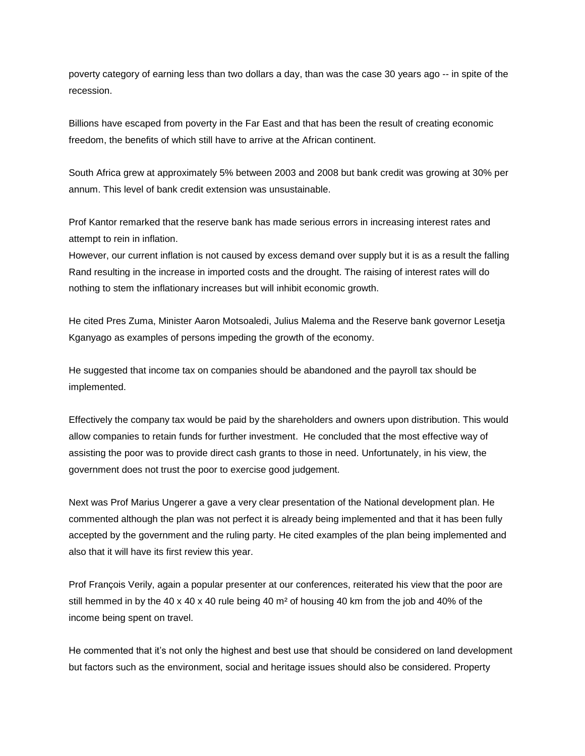poverty category of earning less than two dollars a day, than was the case 30 years ago -- in spite of the recession.

Billions have escaped from poverty in the Far East and that has been the result of creating economic freedom, the benefits of which still have to arrive at the African continent.

South Africa grew at approximately 5% between 2003 and 2008 but bank credit was growing at 30% per annum. This level of bank credit extension was unsustainable.

Prof Kantor remarked that the reserve bank has made serious errors in increasing interest rates and attempt to rein in inflation.
However, our current inflation is not caused by excess demand over supply but it is as a result the falling Rand resulting in the increase in imported costs and the drought. The raising of interest rates will do nothing to stem the inflationary increases but will inhibit economic growth.

He cited Pres Zuma, Minister Aaron Motsoaledi, Julius Malema and the Reserve bank governor Lesetja Kganyago as examples of persons impeding the growth of the economy.

He suggested that income tax on companies should be abandoned and the payroll tax should be implemented.

Effectively the company tax would be paid by the shareholders and owners upon distribution. This would allow companies to retain funds for further investment. He concluded that the most effective way of assisting the poor was to provide direct cash grants to those in need. Unfortunately, in his view, the government does not trust the poor to exercise good judgement.

Next was Prof Marius Ungerer a gave a very clear presentation of the National development plan. He commented although the plan was not perfect it is already being implemented and that it has been fully accepted by the government and the ruling party. He cited examples of the plan being implemented and also that it will have its first review this year.

Prof François Verily, again a popular presenter at our conferences, reiterated his view that the poor are still hemmed in by the 40 x 40 x 40 rule being 40 m² of housing 40 km from the job and 40% of the income being spent on travel.

He commented that it's not only the highest and best use that should be considered on land development but factors such as the environment, social and heritage issues should also be considered. Property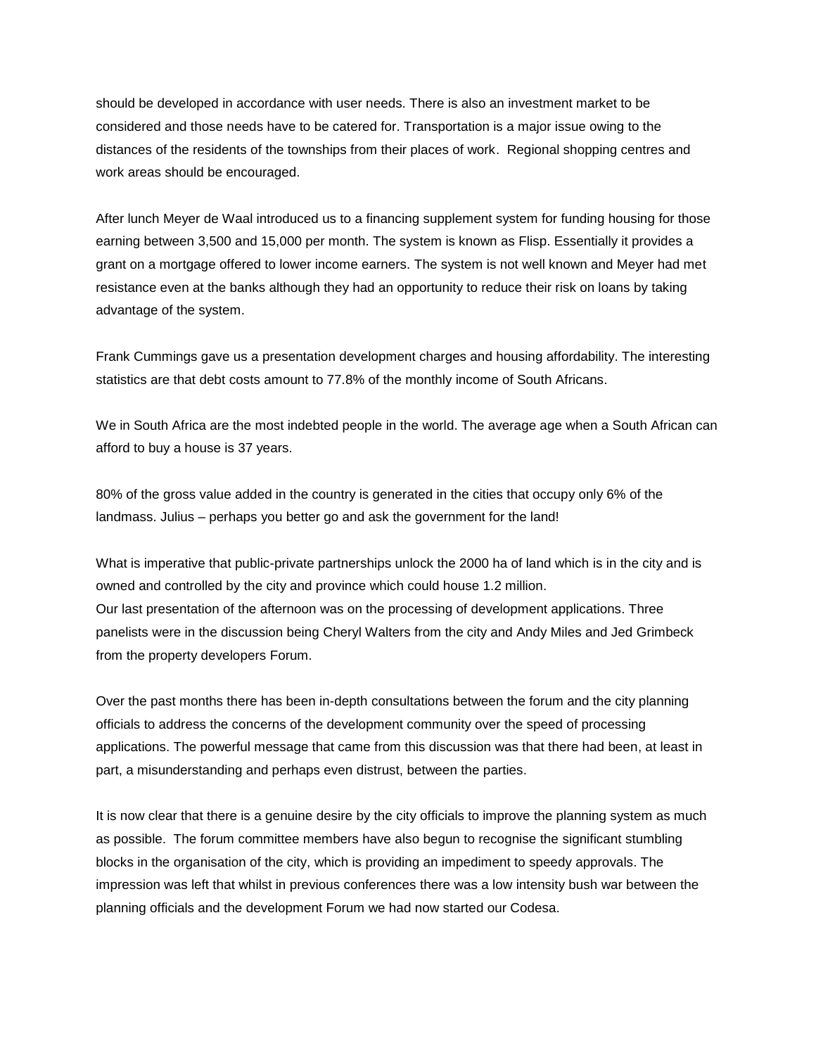should be developed in accordance with user needs. There is also an investment market to be considered and those needs have to be catered for. Transportation is a major issue owing to the distances of the residents of the townships from their places of work. Regional shopping centres and work areas should be encouraged.

After lunch Meyer de Waal introduced us to a financing supplement system for funding housing for those earning between 3,500 and 15,000 per month. The system is known as Flisp. Essentially it provides a grant on a mortgage offered to lower income earners. The system is not well known and Meyer had met resistance even at the banks although they had an opportunity to reduce their risk on loans by taking advantage of the system.

Frank Cummings gave us a presentation development charges and housing affordability. The interesting statistics are that debt costs amount to 77.8% of the monthly income of South Africans.

We in South Africa are the most indebted people in the world. The average age when a South African can afford to buy a house is 37 years.

80% of the gross value added in the country is generated in the cities that occupy only 6% of the landmass. Julius – perhaps you better go and ask the government for the land!

What is imperative that public-private partnerships unlock the 2000 ha of land which is in the city and is owned and controlled by the city and province which could house 1.2 million.
Our last presentation of the afternoon was on the processing of development applications. Three panelists were in the discussion being Cheryl Walters from the city and Andy Miles and Jed Grimbeck from the property developers Forum.

Over the past months there has been in-depth consultations between the forum and the city planning officials to address the concerns of the development community over the speed of processing applications. The powerful message that came from this discussion was that there had been, at least in part, a misunderstanding and perhaps even distrust, between the parties.

It is now clear that there is a genuine desire by the city officials to improve the planning system as much as possible. The forum committee members have also begun to recognise the significant stumbling blocks in the organisation of the city, which is providing an impediment to speedy approvals. The impression was left that whilst in previous conferences there was a low intensity bush war between the planning officials and the development Forum we had now started our Codesa.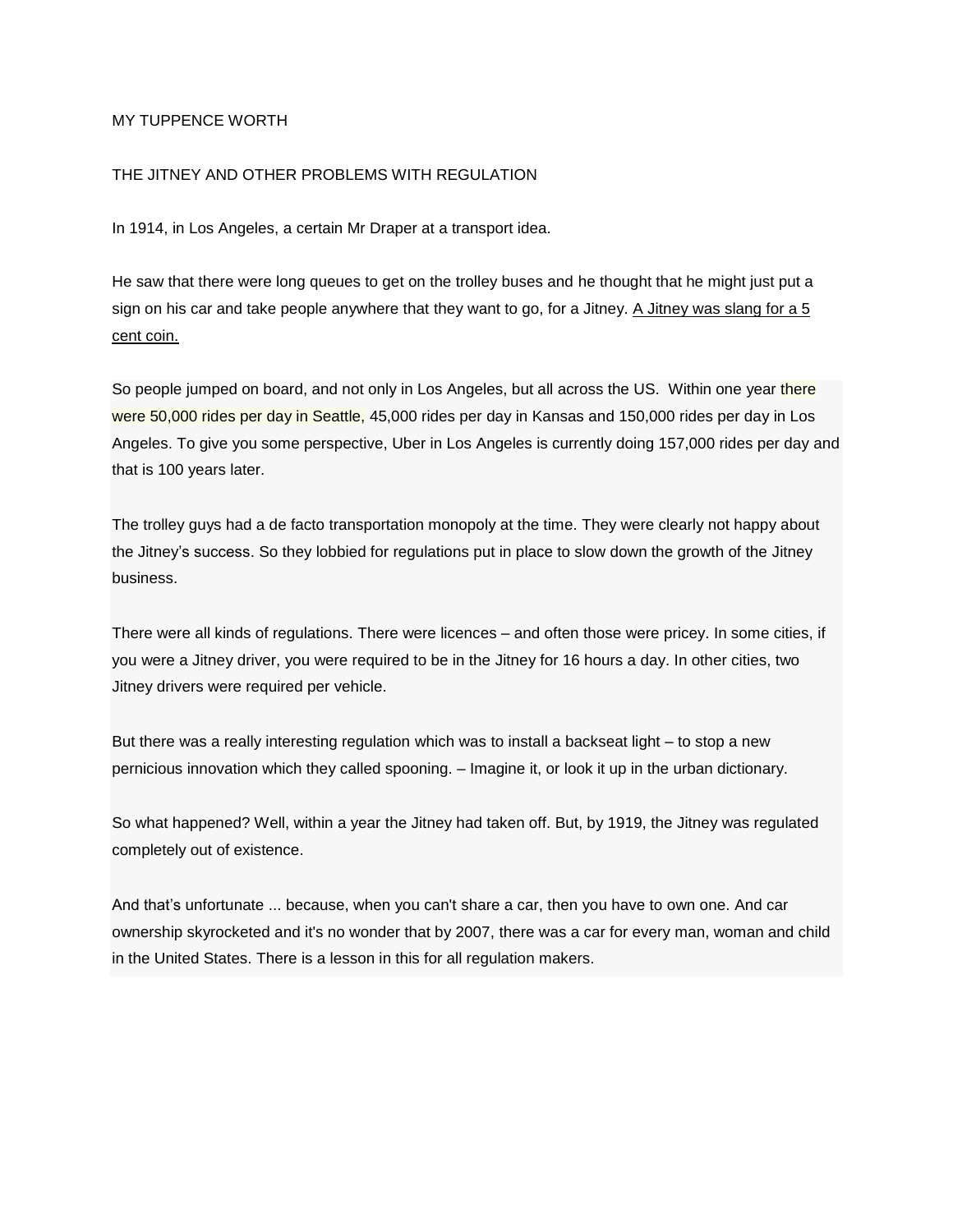MY TUPPENCE WORTH

THE JITNEY AND OTHER PROBLEMS WITH REGULATION

In 1914, in Los Angeles, a certain Mr Draper at a transport idea.

He saw that there were long queues to get on the trolley buses and he thought that he might just put a sign on his car and take people anywhere that they want to go, for a Jitney. A Jitney was slang for a 5 cent coin.

So people jumped on board, and not only in Los Angeles, but all across the US. Within one year there were 50,000 rides per day in Seattle, 45,000 rides per day in Kansas and 150,000 rides per day in Los Angeles. To give you some perspective, Uber in Los Angeles is currently doing 157,000 rides per day and that is 100 years later.

The trolley guys had a de facto transportation monopoly at the time. They were clearly not happy about the Jitney's success. So they lobbied for regulations put in place to slow down the growth of the Jitney business.

There were all kinds of regulations. There were licences – and often those were pricey. In some cities, if you were a Jitney driver, you were required to be in the Jitney for 16 hours a day. In other cities, two Jitney drivers were required per vehicle.

But there was a really interesting regulation which was to install a backseat light – to stop a new pernicious innovation which they called spooning. – Imagine it, or look it up in the urban dictionary.

So what happened? Well, within a year the Jitney had taken off. But, by 1919, the Jitney was regulated completely out of existence.

And that's unfortunate ... because, when you can't share a car, then you have to own one. And car ownership skyrocketed and it's no wonder that by 2007, there was a car for every man, woman and child in the United States. There is a lesson in this for all regulation makers.